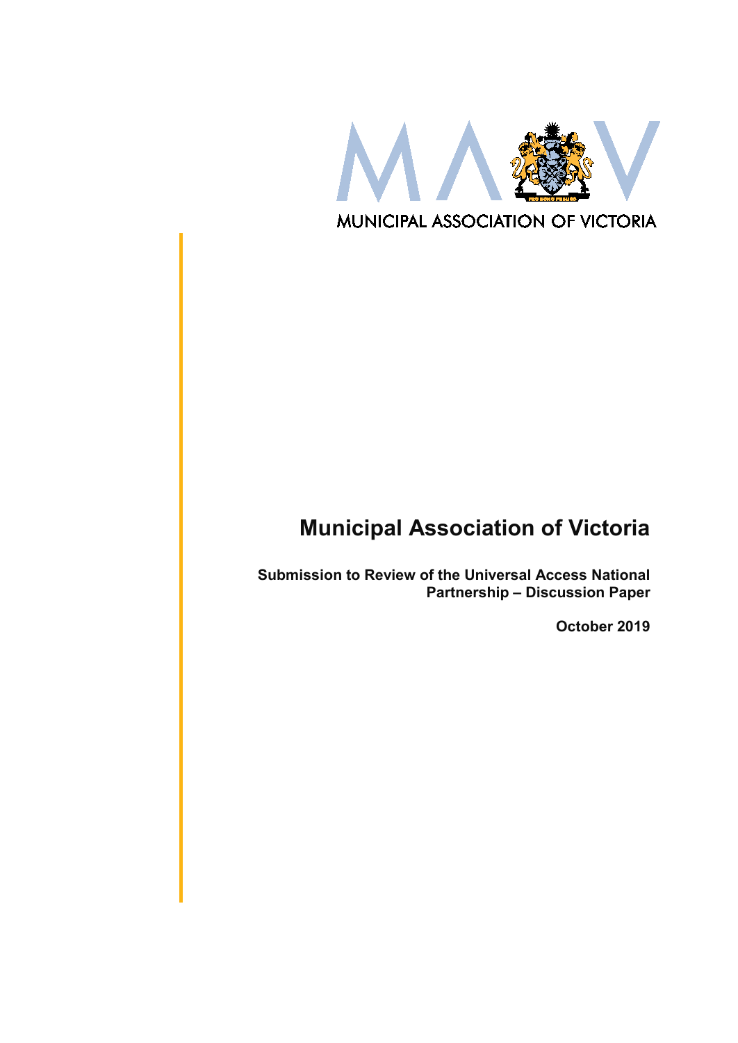MUNICIPAL ASSOCIATION OF VICTORIA

# Municipal Association of Victoria

**Submission to Review of the Universal Access National Partnership – Discussion Paper**

**October 2019**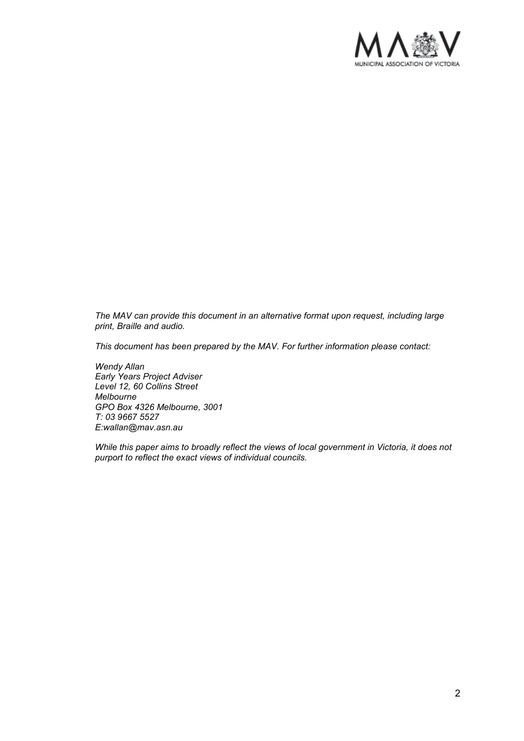*The MAV can provide this document in an alternative format upon request, including large print, Braille and audio.*

*This document has been prepared by the MAV. For further information please contact:*

*Wendy Allan*
*Early Years Project Adviser*
*Level 12, 60 Collins Street*
*Melbourne*
*GPO Box 4326 Melbourne, 3001*
*T: 03 9667 5527*
*E:wallan@mav.asn.au*

*While this paper aims to broadly reflect the views of local government in Victoria, it does not purport to reflect the exact views of individual councils.*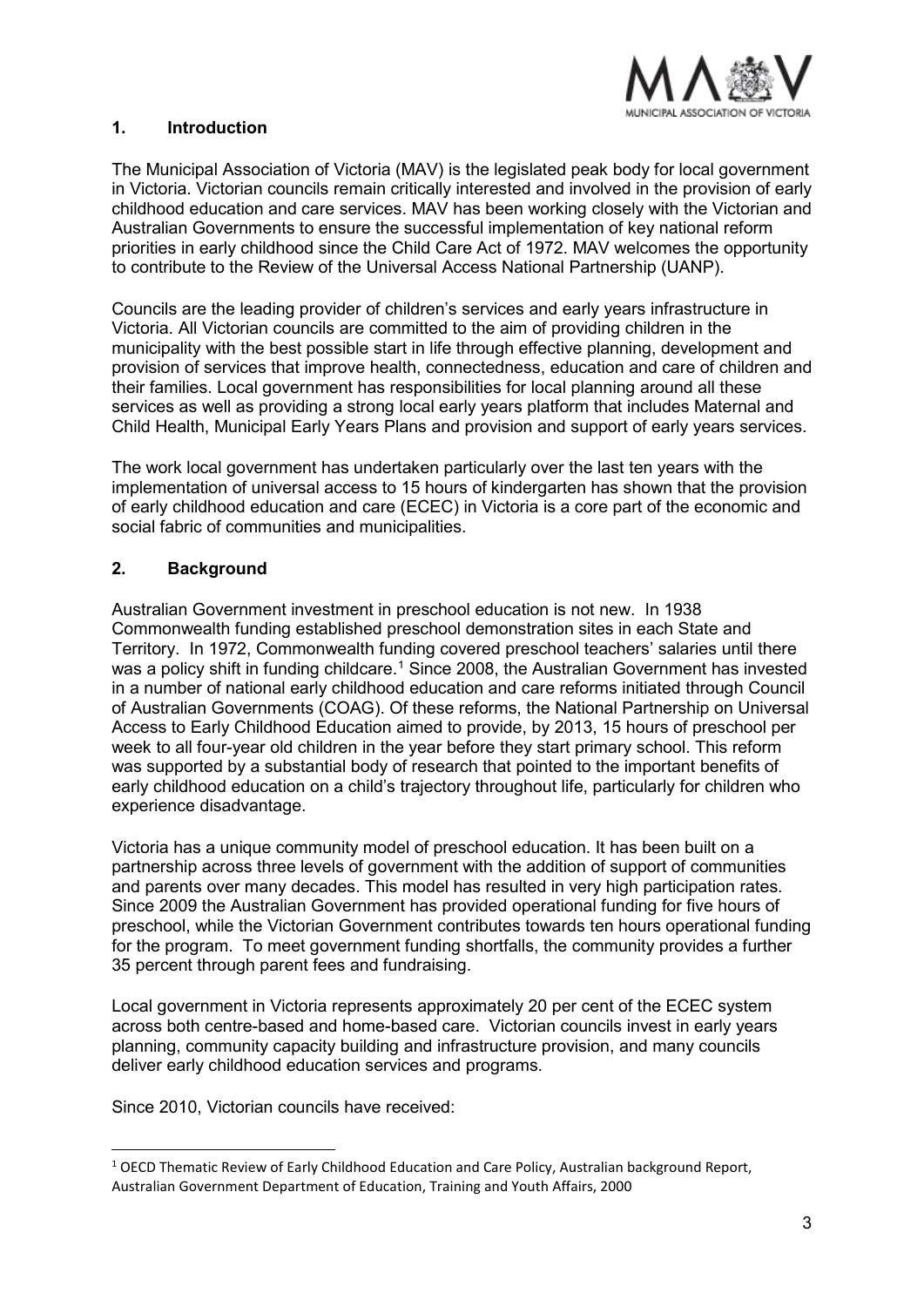## 1. Introduction

The Municipal Association of Victoria (MAV) is the legislated peak body for local government in Victoria. Victorian councils remain critically interested and involved in the provision of early childhood education and care services. MAV has been working closely with the Victorian and Australian Governments to ensure the successful implementation of key national reform priorities in early childhood since the Child Care Act of 1972. MAV welcomes the opportunity to contribute to the Review of the Universal Access National Partnership (UANP).

Councils are the leading provider of children's services and early years infrastructure in Victoria. All Victorian councils are committed to the aim of providing children in the municipality with the best possible start in life through effective planning, development and provision of services that improve health, connectedness, education and care of children and their families. Local government has responsibilities for local planning around all these services as well as providing a strong local early years platform that includes Maternal and Child Health, Municipal Early Years Plans and provision and support of early years services.

The work local government has undertaken particularly over the last ten years with the implementation of universal access to 15 hours of kindergarten has shown that the provision of early childhood education and care (ECEC) in Victoria is a core part of the economic and social fabric of communities and municipalities.

## 2. Background

Australian Government investment in preschool education is not new. In 1938 Commonwealth funding established preschool demonstration sites in each State and Territory. In 1972, Commonwealth funding covered preschool teachers' salaries until there was a policy shift in funding childcare.[1] Since 2008, the Australian Government has invested in a number of national early childhood education and care reforms initiated through Council of Australian Governments (COAG). Of these reforms, the National Partnership on Universal Access to Early Childhood Education aimed to provide, by 2013, 15 hours of preschool per week to all four-year old children in the year before they start primary school. This reform was supported by a substantial body of research that pointed to the important benefits of early childhood education on a child's trajectory throughout life, particularly for children who experience disadvantage.

Victoria has a unique community model of preschool education. It has been built on a partnership across three levels of government with the addition of support of communities and parents over many decades. This model has resulted in very high participation rates. Since 2009 the Australian Government has provided operational funding for five hours of preschool, while the Victorian Government contributes towards ten hours operational funding for the program. To meet government funding shortfalls, the community provides a further 35 percent through parent fees and fundraising.

Local government in Victoria represents approximately 20 per cent of the ECEC system across both centre-based and home-based care. Victorian councils invest in early years planning, community capacity building and infrastructure provision, and many councils deliver early childhood education services and programs.

Since 2010, Victorian councils have received:

---

[1] OECD Thematic Review of Early Childhood Education and Care Policy, Australian background Report, Australian Government Department of Education, Training and Youth Affairs, 2000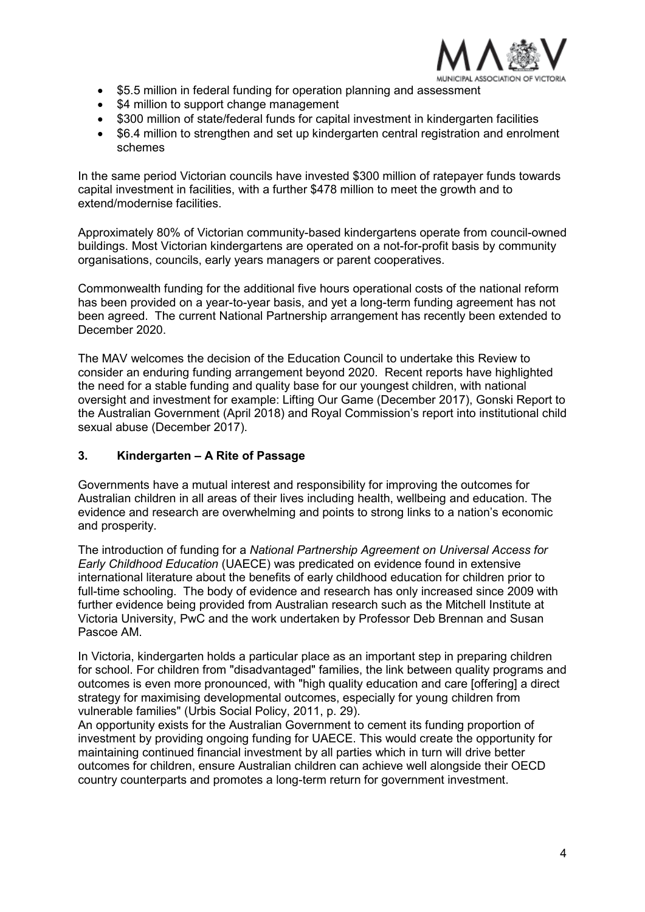- $5.5 million in federal funding for operation planning and assessment
- $4 million to support change management
- $300 million of state/federal funds for capital investment in kindergarten facilities
- $6.4 million to strengthen and set up kindergarten central registration and enrolment schemes

In the same period Victorian councils have invested $300 million of ratepayer funds towards capital investment in facilities, with a further $478 million to meet the growth and to extend/modernise facilities.

Approximately 80% of Victorian community-based kindergartens operate from council-owned buildings. Most Victorian kindergartens are operated on a not-for-profit basis by community organisations, councils, early years managers or parent cooperatives.

Commonwealth funding for the additional five hours operational costs of the national reform has been provided on a year-to-year basis, and yet a long-term funding agreement has not been agreed. The current National Partnership arrangement has recently been extended to December 2020.

The MAV welcomes the decision of the Education Council to undertake this Review to consider an enduring funding arrangement beyond 2020. Recent reports have highlighted the need for a stable funding and quality base for our youngest children, with national oversight and investment for example: Lifting Our Game (December 2017), Gonski Report to the Australian Government (April 2018) and Royal Commission's report into institutional child sexual abuse (December 2017).

## 3. Kindergarten – A Rite of Passage

Governments have a mutual interest and responsibility for improving the outcomes for Australian children in all areas of their lives including health, wellbeing and education. The evidence and research are overwhelming and points to strong links to a nation's economic and prosperity.

The introduction of funding for a *National Partnership Agreement on Universal Access for Early Childhood Education* (UAECE) was predicated on evidence found in extensive international literature about the benefits of early childhood education for children prior to full-time schooling. The body of evidence and research has only increased since 2009 with further evidence being provided from Australian research such as the Mitchell Institute at Victoria University, PwC and the work undertaken by Professor Deb Brennan and Susan Pascoe AM.

In Victoria, kindergarten holds a particular place as an important step in preparing children for school. For children from "disadvantaged" families, the link between quality programs and outcomes is even more pronounced, with "high quality education and care [offering] a direct strategy for maximising developmental outcomes, especially for young children from vulnerable families" (Urbis Social Policy, 2011, p. 29).

An opportunity exists for the Australian Government to cement its funding proportion of investment by providing ongoing funding for UAECE. This would create the opportunity for maintaining continued financial investment by all parties which in turn will drive better outcomes for children, ensure Australian children can achieve well alongside their OECD country counterparts and promotes a long-term return for government investment.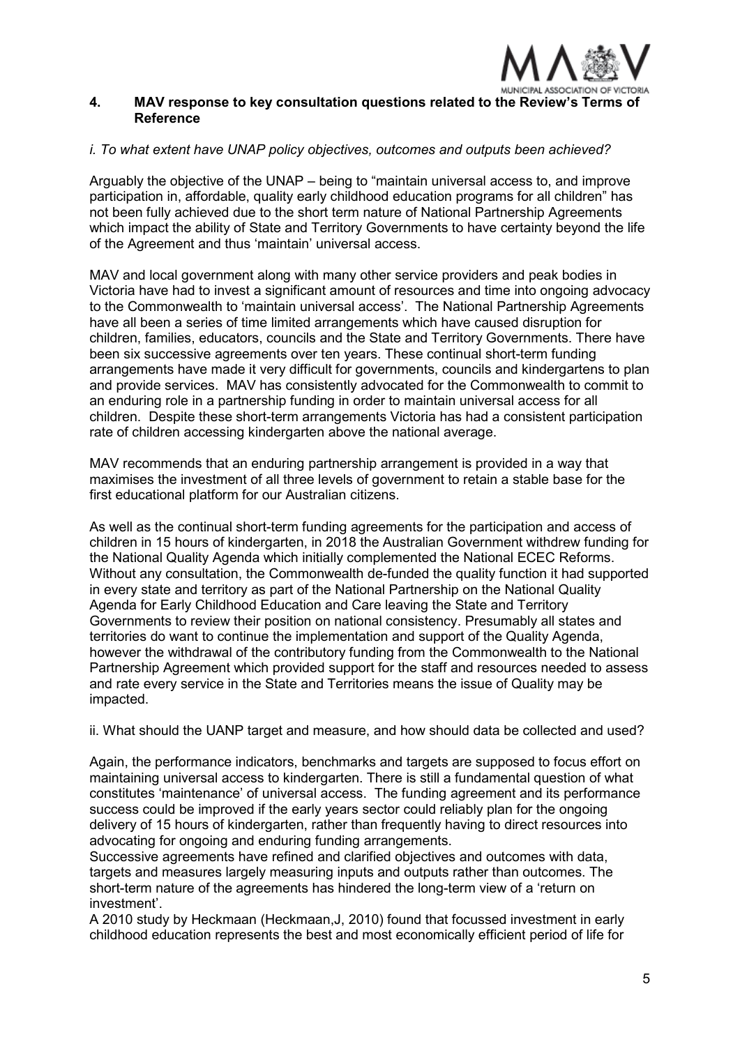## 4. MAV response to key consultation questions related to the Review's Terms of Reference

*i. To what extent have UNAP policy objectives, outcomes and outputs been achieved?*

Arguably the objective of the UNAP – being to "maintain universal access to, and improve participation in, affordable, quality early childhood education programs for all children" has not been fully achieved due to the short term nature of National Partnership Agreements which impact the ability of State and Territory Governments to have certainty beyond the life of the Agreement and thus 'maintain' universal access.

MAV and local government along with many other service providers and peak bodies in Victoria have had to invest a significant amount of resources and time into ongoing advocacy to the Commonwealth to 'maintain universal access'. The National Partnership Agreements have all been a series of time limited arrangements which have caused disruption for children, families, educators, councils and the State and Territory Governments. There have been six successive agreements over ten years. These continual short-term funding arrangements have made it very difficult for governments, councils and kindergartens to plan and provide services. MAV has consistently advocated for the Commonwealth to commit to an enduring role in a partnership funding in order to maintain universal access for all children. Despite these short-term arrangements Victoria has had a consistent participation rate of children accessing kindergarten above the national average.

MAV recommends that an enduring partnership arrangement is provided in a way that maximises the investment of all three levels of government to retain a stable base for the first educational platform for our Australian citizens.

As well as the continual short-term funding agreements for the participation and access of children in 15 hours of kindergarten, in 2018 the Australian Government withdrew funding for the National Quality Agenda which initially complemented the National ECEC Reforms. Without any consultation, the Commonwealth de-funded the quality function it had supported in every state and territory as part of the National Partnership on the National Quality Agenda for Early Childhood Education and Care leaving the State and Territory Governments to review their position on national consistency. Presumably all states and territories do want to continue the implementation and support of the Quality Agenda, however the withdrawal of the contributory funding from the Commonwealth to the National Partnership Agreement which provided support for the staff and resources needed to assess and rate every service in the State and Territories means the issue of Quality may be impacted.

ii. What should the UANP target and measure, and how should data be collected and used?

Again, the performance indicators, benchmarks and targets are supposed to focus effort on maintaining universal access to kindergarten. There is still a fundamental question of what constitutes 'maintenance' of universal access. The funding agreement and its performance success could be improved if the early years sector could reliably plan for the ongoing delivery of 15 hours of kindergarten, rather than frequently having to direct resources into advocating for ongoing and enduring funding arrangements.

Successive agreements have refined and clarified objectives and outcomes with data, targets and measures largely measuring inputs and outputs rather than outcomes. The short-term nature of the agreements has hindered the long-term view of a 'return on investment'.

A 2010 study by Heckmaan (Heckmaan,J, 2010) found that focussed investment in early childhood education represents the best and most economically efficient period of life for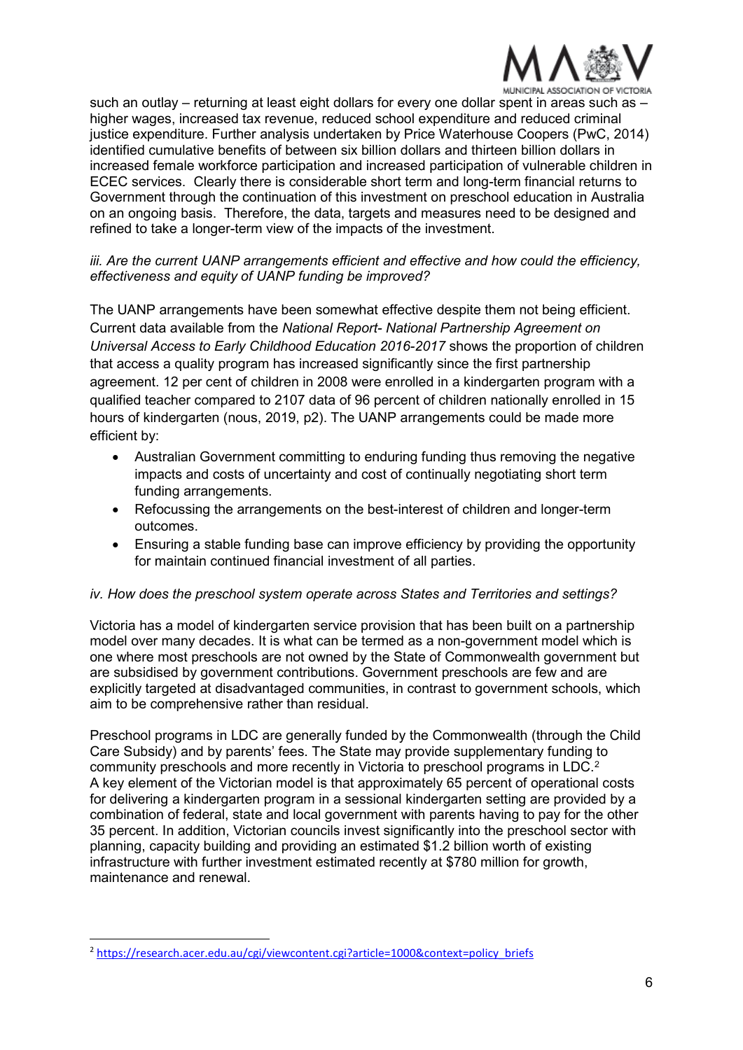such an outlay – returning at least eight dollars for every one dollar spent in areas such as – higher wages, increased tax revenue, reduced school expenditure and reduced criminal justice expenditure. Further analysis undertaken by Price Waterhouse Coopers (PwC, 2014) identified cumulative benefits of between six billion dollars and thirteen billion dollars in increased female workforce participation and increased participation of vulnerable children in ECEC services. Clearly there is considerable short term and long-term financial returns to Government through the continuation of this investment on preschool education in Australia on an ongoing basis. Therefore, the data, targets and measures need to be designed and refined to take a longer-term view of the impacts of the investment.

*iii. Are the current UANP arrangements efficient and effective and how could the efficiency, effectiveness and equity of UANP funding be improved?*

The UANP arrangements have been somewhat effective despite them not being efficient. Current data available from the *National Report- National Partnership Agreement on Universal Access to Early Childhood Education 2016-2017* shows the proportion of children that access a quality program has increased significantly since the first partnership agreement. 12 per cent of children in 2008 were enrolled in a kindergarten program with a qualified teacher compared to 2107 data of 96 percent of children nationally enrolled in 15 hours of kindergarten (nous, 2019, p2). The UANP arrangements could be made more efficient by:

- Australian Government committing to enduring funding thus removing the negative impacts and costs of uncertainty and cost of continually negotiating short term funding arrangements.
- Refocussing the arrangements on the best-interest of children and longer-term outcomes.
- Ensuring a stable funding base can improve efficiency by providing the opportunity for maintain continued financial investment of all parties.

*iv. How does the preschool system operate across States and Territories and settings?*

Victoria has a model of kindergarten service provision that has been built on a partnership model over many decades. It is what can be termed as a non-government model which is one where most preschools are not owned by the State of Commonwealth government but are subsidised by government contributions. Government preschools are few and are explicitly targeted at disadvantaged communities, in contrast to government schools, which aim to be comprehensive rather than residual.

Preschool programs in LDC are generally funded by the Commonwealth (through the Child Care Subsidy) and by parents' fees. The State may provide supplementary funding to community preschools and more recently in Victoria to preschool programs in LDC.[2]
A key element of the Victorian model is that approximately 65 percent of operational costs for delivering a kindergarten program in a sessional kindergarten setting are provided by a combination of federal, state and local government with parents having to pay for the other 35 percent. In addition, Victorian councils invest significantly into the preschool sector with planning, capacity building and providing an estimated $1.2 billion worth of existing infrastructure with further investment estimated recently at $780 million for growth, maintenance and renewal.

[2] https://research.acer.edu.au/cgi/viewcontent.cgi?article=1000&context=policy_briefs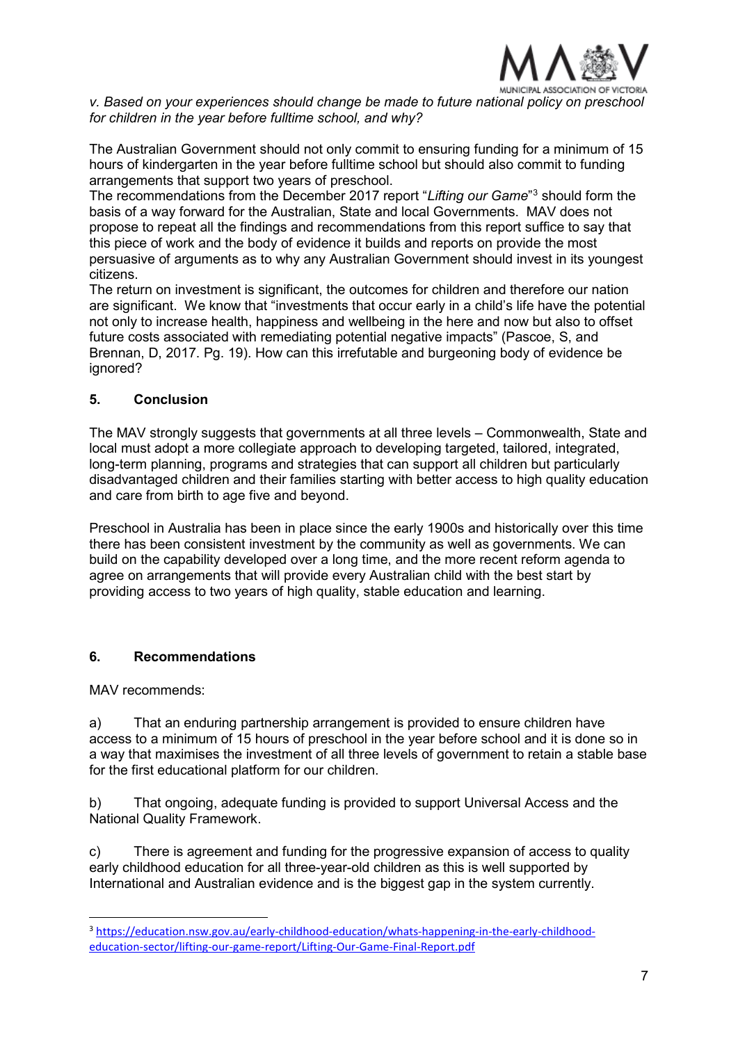*v. Based on your experiences should change be made to future national policy on preschool for children in the year before fulltime school, and why?*

The Australian Government should not only commit to ensuring funding for a minimum of 15 hours of kindergarten in the year before fulltime school but should also commit to funding arrangements that support two years of preschool.

The recommendations from the December 2017 report "*Lifting our Game*"[3] should form the basis of a way forward for the Australian, State and local Governments. MAV does not propose to repeat all the findings and recommendations from this report suffice to say that this piece of work and the body of evidence it builds and reports on provide the most persuasive of arguments as to why any Australian Government should invest in its youngest citizens.

The return on investment is significant, the outcomes for children and therefore our nation are significant. We know that "investments that occur early in a child's life have the potential not only to increase health, happiness and wellbeing in the here and now but also to offset future costs associated with remediating potential negative impacts" (Pascoe, S, and Brennan, D, 2017. Pg. 19). How can this irrefutable and burgeoning body of evidence be ignored?

## 5. Conclusion

The MAV strongly suggests that governments at all three levels – Commonwealth, State and local must adopt a more collegiate approach to developing targeted, tailored, integrated, long-term planning, programs and strategies that can support all children but particularly disadvantaged children and their families starting with better access to high quality education and care from birth to age five and beyond.

Preschool in Australia has been in place since the early 1900s and historically over this time there has been consistent investment by the community as well as governments. We can build on the capability developed over a long time, and the more recent reform agenda to agree on arrangements that will provide every Australian child with the best start by providing access to two years of high quality, stable education and learning.

## 6. Recommendations

MAV recommends:

a) That an enduring partnership arrangement is provided to ensure children have access to a minimum of 15 hours of preschool in the year before school and it is done so in a way that maximises the investment of all three levels of government to retain a stable base for the first educational platform for our children.

b) That ongoing, adequate funding is provided to support Universal Access and the National Quality Framework.

c) There is agreement and funding for the progressive expansion of access to quality early childhood education for all three-year-old children as this is well supported by International and Australian evidence and is the biggest gap in the system currently.

---

[3] https://education.nsw.gov.au/early-childhood-education/whats-happening-in-the-early-childhood-education-sector/lifting-our-game-report/Lifting-Our-Game-Final-Report.pdf